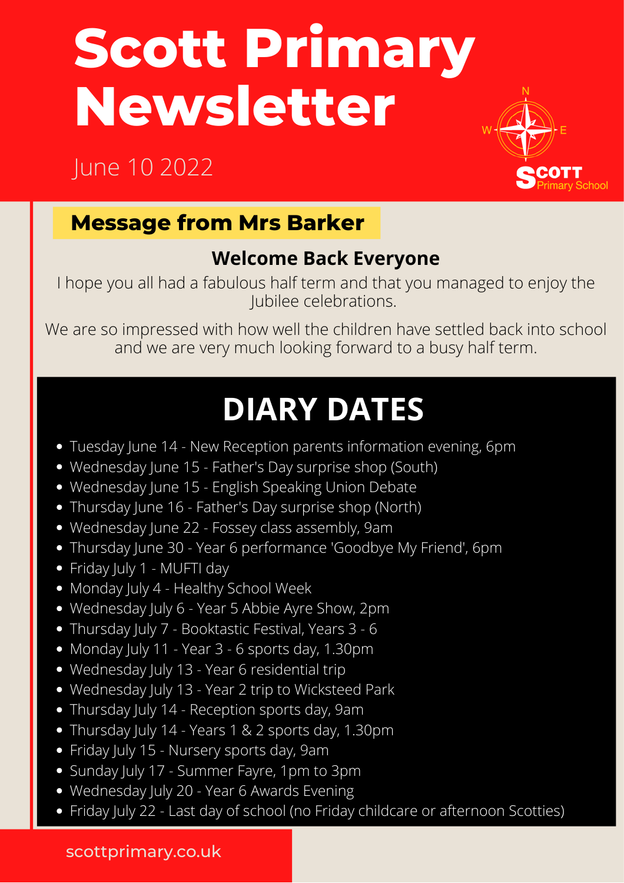# Scott Primary Newsletter

June 10 2022

## Message from Mrs Barker

### Welcome Back Everyone

I hope you all had a fabulous half term and that you managed to enjoy the Jubilee celebrations.

We are so impressed with how well the children have settled back into school and we are very much looking forward to a busy half term.

## DIARY DATES

- Tuesday June 14 - New Reception parents information evening, 6pm
- Wednesday June 15 - Father's Day surprise shop (South)
- Wednesday June 15 - English Speaking Union Debate
- Thursday June 16 - Father's Day surprise shop (North)
- Wednesday June 22 - Fossey class assembly, 9am
- Thursday June 30 - Year 6 performance 'Goodbye My Friend', 6pm
- Friday July 1 - MUFTI day
- Monday July 4 - Healthy School Week
- Wednesday July 6 - Year 5 Abbie Ayre Show, 2pm
- Thursday July 7 - Booktastic Festival, Years 3 - 6
- Monday July 11 - Year 3 - 6 sports day, 1.30pm
- Wednesday July 13 - Year 6 residential trip
- Wednesday July 13 - Year 2 trip to Wicksteed Park
- Thursday July 14 - Reception sports day, 9am
- Thursday July 14 - Years 1 & 2 sports day, 1.30pm
- Friday July 15 - Nursery sports day, 9am
- Sunday July 17 - Summer Fayre, 1pm to 3pm
- Wednesday July 20 - Year 6 Awards Evening
- Friday July 22 - Last day of school (no Friday childcare or afternoon Scotties)

scottprimary.co.uk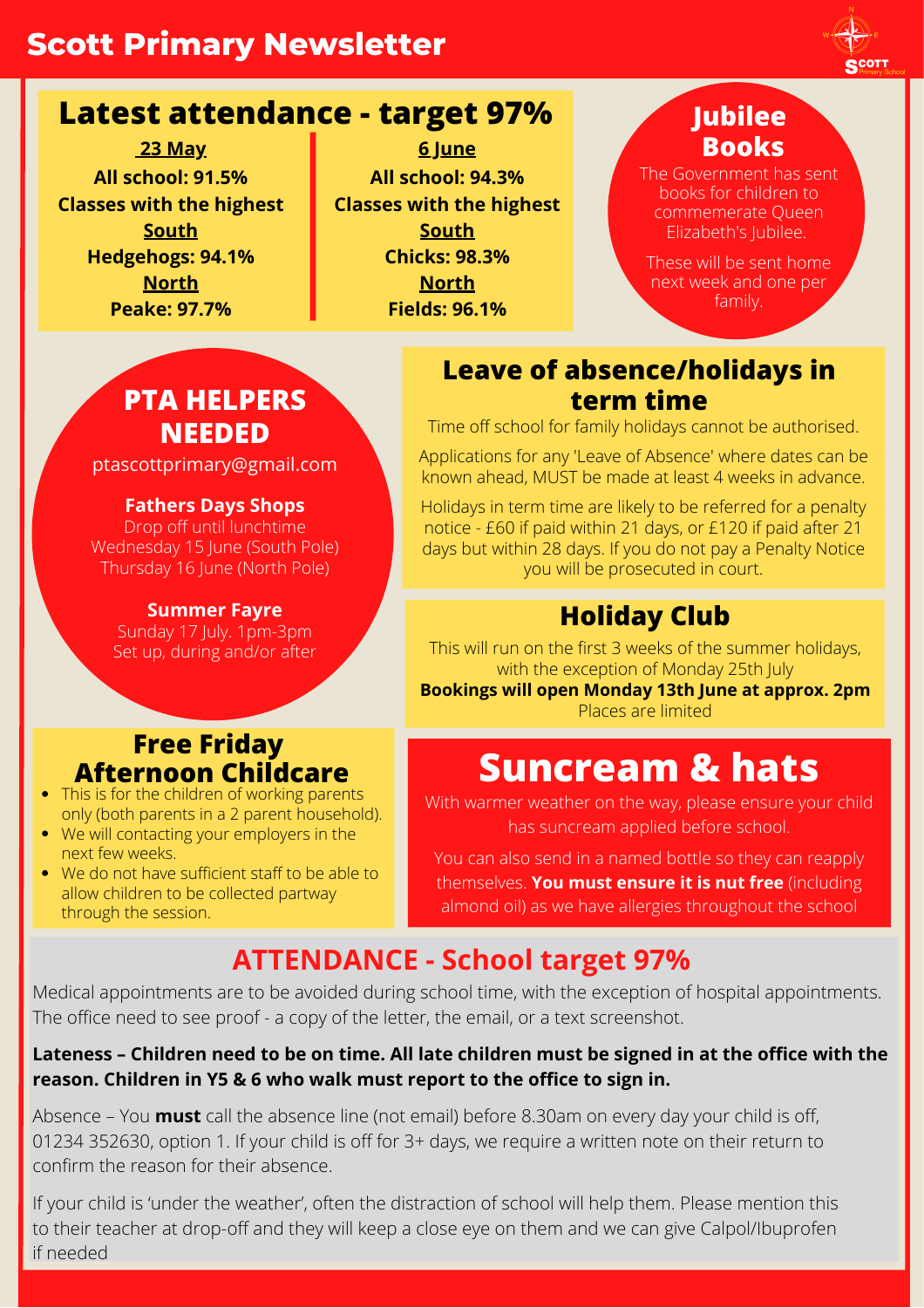# Scott Primary Newsletter

## Latest attendance - target 97%

| 23 May | 6 June |
|---|---|
| All school: 91.5% | All school: 94.3% |
| Classes with the highest | Classes with the highest |
| South | South |
| Hedgehogs: 94.1% | Chicks: 98.3% |
| North | North |
| Peake: 97.7% | Fields: 96.1% |

## Jubilee Books

The Government has sent books for children to commemerate Queen Elizabeth's Jubilee.

These will be sent home next week and one per family.

## PTA HELPERS NEEDED

ptascottprimary@gmail.com

**Fathers Days Shops**
Drop off until lunchtime
Wednesday 15 June (South Pole)
Thursday 16 June (North Pole)

**Summer Fayre**
Sunday 17 July. 1pm-3pm
Set up, during and/or after

## Leave of absence/holidays in term time

Time off school for family holidays cannot be authorised.

Applications for any 'Leave of Absence' where dates can be known ahead, MUST be made at least 4 weeks in advance.

Holidays in term time are likely to be referred for a penalty notice - £60 if paid within 21 days, or £120 if paid after 21 days but within 28 days. If you do not pay a Penalty Notice you will be prosecuted in court.

## Holiday Club

This will run on the first 3 weeks of the summer holidays, with the exception of Monday 25th July

**Bookings will open Monday 13th June at approx. 2pm**

Places are limited

## Free Friday Afternoon Childcare

- This is for the children of working parents only (both parents in a 2 parent household).
- We will contacting your employers in the next few weeks.
- We do not have sufficient staff to be able to allow children to be collected partway through the session.

## Suncream & hats

With warmer weather on the way, please ensure your child has suncream applied before school.

You can also send in a named bottle so they can reapply themselves. **You must ensure it is nut free** (including almond oil) as we have allergies throughout the school

## ATTENDANCE - School target 97%

Medical appointments are to be avoided during school time, with the exception of hospital appointments. The office need to see proof - a copy of the letter, the email, or a text screenshot.

**Lateness – Children need to be on time. All late children must be signed in at the office with the reason. Children in Y5 & 6 who walk must report to the office to sign in.**

Absence – You **must** call the absence line (not email) before 8.30am on every day your child is off, 01234 352630, option 1. If your child is off for 3+ days, we require a written note on their return to confirm the reason for their absence.

If your child is 'under the weather', often the distraction of school will help them. Please mention this to their teacher at drop-off and they will keep a close eye on them and we can give Calpol/Ibuprofen if needed